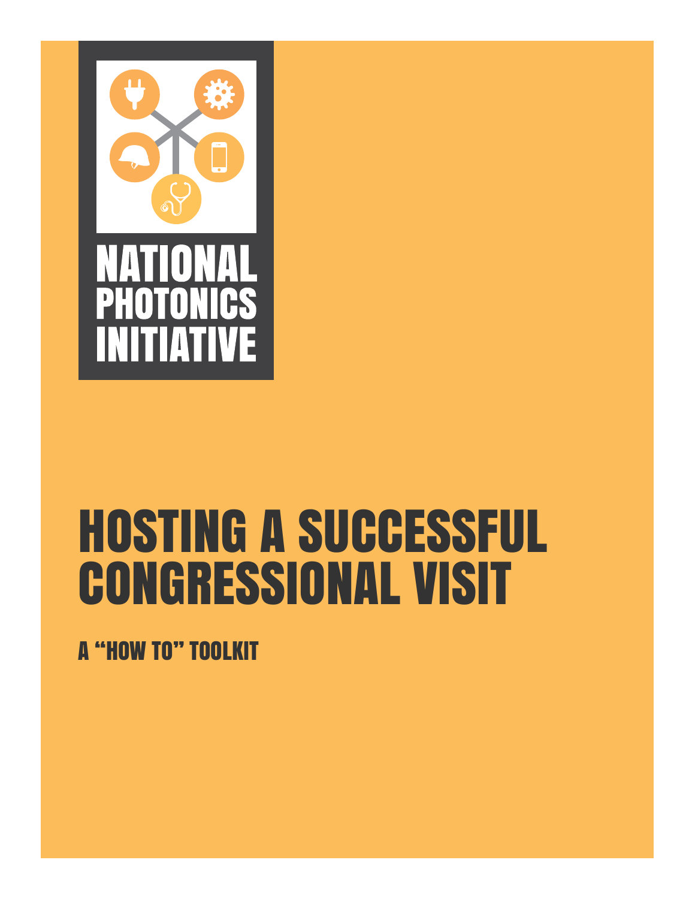NATIONAL PHOTONICS INITIATIVE

# HOSTING A SUCCESSFUL CONGRESSIONAL VISIT

## A "HOW TO" TOOLKIT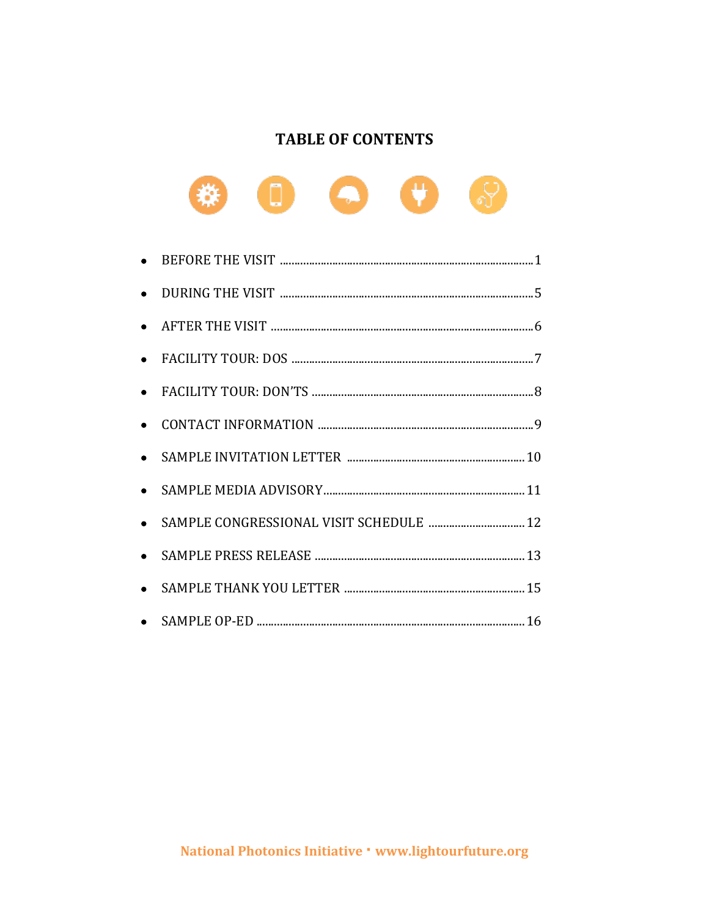# TABLE OF CONTENTS

- BEFORE THE VISIT .......... 1
- DURING THE VISIT .......... 5
- AFTER THE VISIT .......... 6
- FACILITY TOUR: DOS .......... 7
- FACILITY TOUR: DON'TS .......... 8
- CONTACT INFORMATION .......... 9
- SAMPLE INVITATION LETTER .......... 10
- SAMPLE MEDIA ADVISORY .......... 11
- SAMPLE CONGRESSIONAL VISIT SCHEDULE .......... 12
- SAMPLE PRESS RELEASE .......... 13
- SAMPLE THANK YOU LETTER .......... 15
- SAMPLE OP-ED .......... 16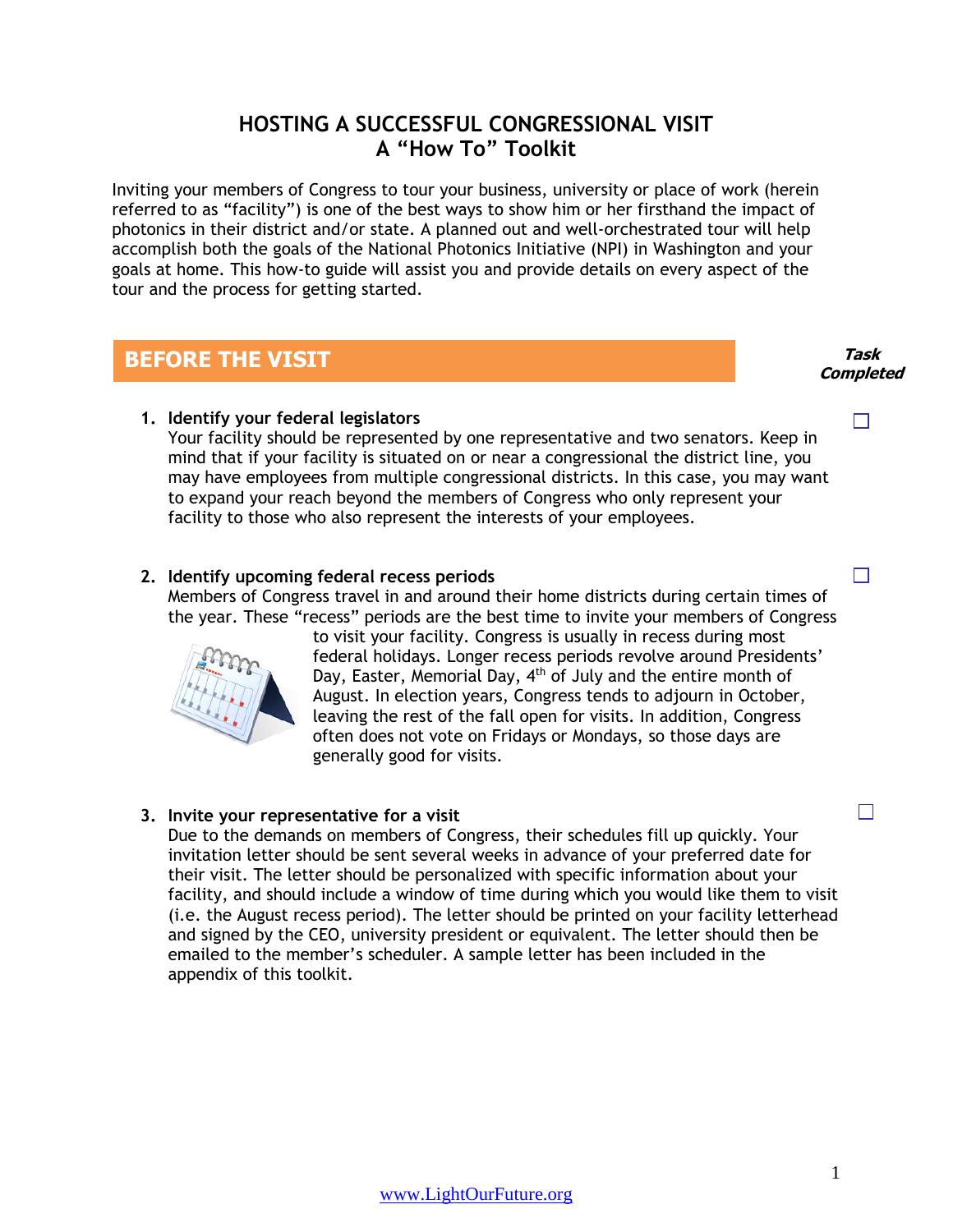# HOSTING A SUCCESSFUL CONGRESSIONAL VISIT
## A "How To" Toolkit

Inviting your members of Congress to tour your business, university or place of work (herein referred to as "facility") is one of the best ways to show him or her firsthand the impact of photonics in their district and/or state. A planned out and well-orchestrated tour will help accomplish both the goals of the National Photonics Initiative (NPI) in Washington and your goals at home. This how-to guide will assist you and provide details on every aspect of the tour and the process for getting started.

## BEFORE THE VISIT

***Task Completed***

1. **Identify your federal legislators** ☐
   Your facility should be represented by one representative and two senators. Keep in mind that if your facility is situated on or near a congressional the district line, you may have employees from multiple congressional districts. In this case, you may want to expand your reach beyond the members of Congress who only represent your facility to those who also represent the interests of your employees.

2. **Identify upcoming federal recess periods** ☐
   Members of Congress travel in and around their home districts during certain times of the year. These "recess" periods are the best time to invite your members of Congress to visit your facility. Congress is usually in recess during most federal holidays. Longer recess periods revolve around Presidents' Day, Easter, Memorial Day, 4th of July and the entire month of August. In election years, Congress tends to adjourn in October, leaving the rest of the fall open for visits. In addition, Congress often does not vote on Fridays or Mondays, so those days are generally good for visits.

3. **Invite your representative for a visit** ☐
   Due to the demands on members of Congress, their schedules fill up quickly. Your invitation letter should be sent several weeks in advance of your preferred date for their visit. The letter should be personalized with specific information about your facility, and should include a window of time during which you would like them to visit (i.e. the August recess period). The letter should be printed on your facility letterhead and signed by the CEO, university president or equivalent. The letter should then be emailed to the member's scheduler. A sample letter has been included in the appendix of this toolkit.

[www.LightOurFuture.org](http://www.LightOurFuture.org)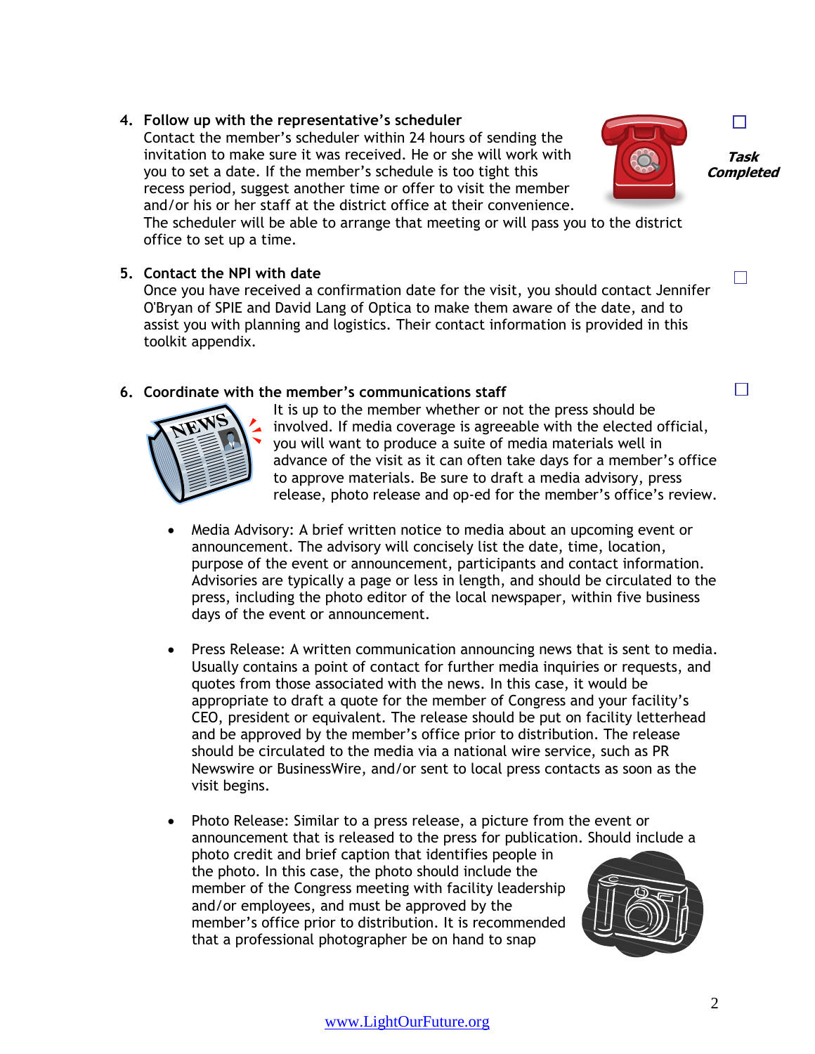4. **Follow up with the representative's scheduler**
   Contact the member's scheduler within 24 hours of sending the invitation to make sure it was received. He or she will work with you to set a date. If the member's schedule is too tight this recess period, suggest another time or offer to visit the member and/or his or her staff at the district office at their convenience. The scheduler will be able to arrange that meeting or will pass you to the district office to set up a time.

   ☐ ***Task Completed***

5. **Contact the NPI with date**
   Once you have received a confirmation date for the visit, you should contact Jennifer O'Bryan of SPIE and David Lang of Optica to make them aware of the date, and to assist you with planning and logistics. Their contact information is provided in this toolkit appendix.

   ☐

6. **Coordinate with the member's communications staff**
   It is up to the member whether or not the press should be involved. If media coverage is agreeable with the elected official, you will want to produce a suite of media materials well in advance of the visit as it can often take days for a member's office to approve materials. Be sure to draft a media advisory, press release, photo release and op-ed for the member's office's review.

   ☐

   - Media Advisory: A brief written notice to media about an upcoming event or announcement. The advisory will concisely list the date, time, location, purpose of the event or announcement, participants and contact information. Advisories are typically a page or less in length, and should be circulated to the press, including the photo editor of the local newspaper, within five business days of the event or announcement.

   - Press Release: A written communication announcing news that is sent to media. Usually contains a point of contact for further media inquiries or requests, and quotes from those associated with the news. In this case, it would be appropriate to draft a quote for the member of Congress and your facility's CEO, president or equivalent. The release should be put on facility letterhead and be approved by the member's office prior to distribution. The release should be circulated to the media via a national wire service, such as PR Newswire or BusinessWire, and/or sent to local press contacts as soon as the visit begins.

   - Photo Release: Similar to a press release, a picture from the event or announcement that is released to the press for publication. Should include a photo credit and brief caption that identifies people in the photo. In this case, the photo should include the member of the Congress meeting with facility leadership and/or employees, and must be approved by the member's office prior to distribution. It is recommended that a professional photographer be on hand to snap

www.LightOurFuture.org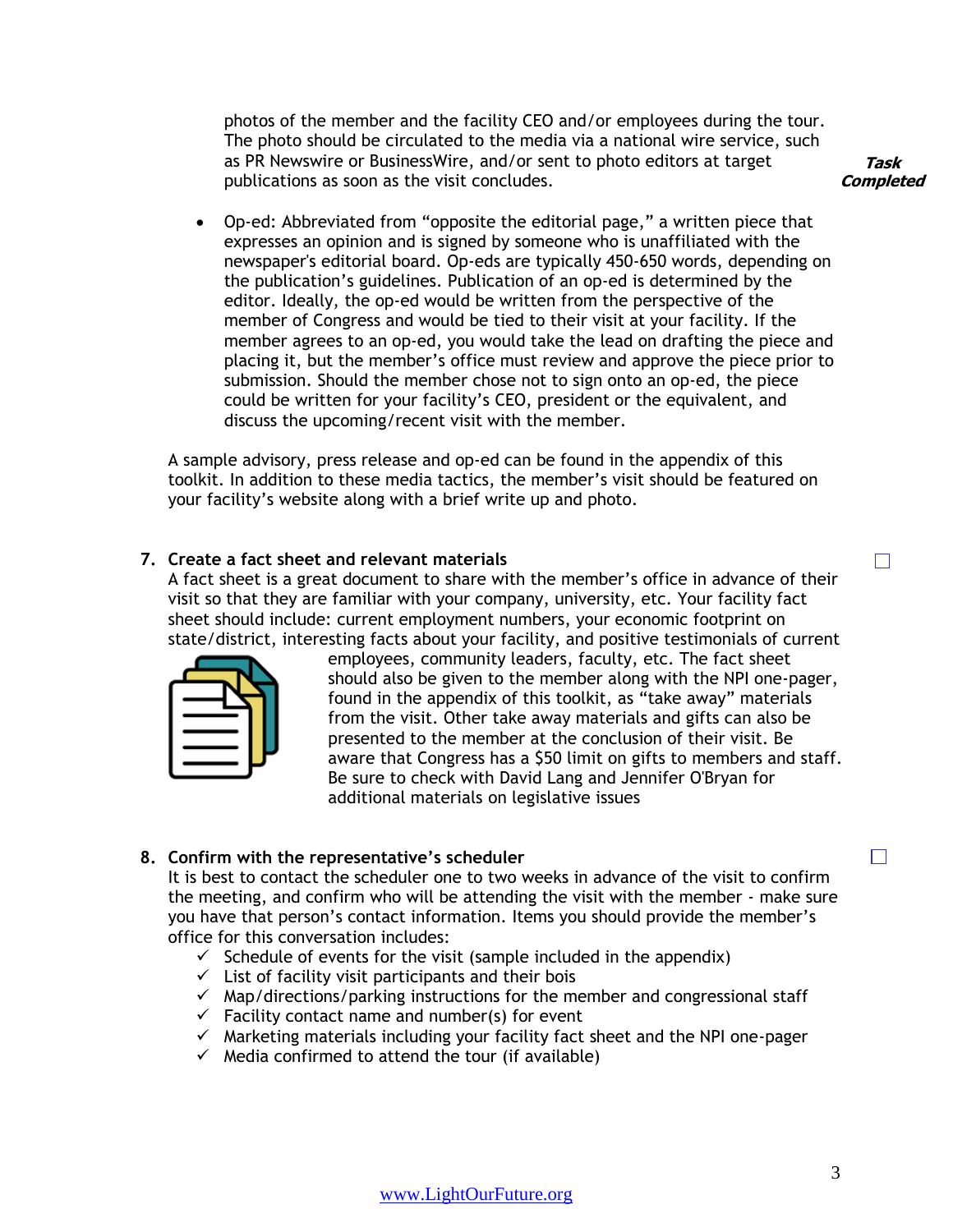photos of the member and the facility CEO and/or employees during the tour. The photo should be circulated to the media via a national wire service, such as PR Newswire or BusinessWire, and/or sent to photo editors at target publications as soon as the visit concludes.

***Task Completed***

- Op-ed: Abbreviated from "opposite the editorial page," a written piece that expresses an opinion and is signed by someone who is unaffiliated with the newspaper's editorial board. Op-eds are typically 450-650 words, depending on the publication's guidelines. Publication of an op-ed is determined by the editor. Ideally, the op-ed would be written from the perspective of the member of Congress and would be tied to their visit at your facility. If the member agrees to an op-ed, you would take the lead on drafting the piece and placing it, but the member's office must review and approve the piece prior to submission. Should the member chose not to sign onto an op-ed, the piece could be written for your facility's CEO, president or the equivalent, and discuss the upcoming/recent visit with the member.

A sample advisory, press release and op-ed can be found in the appendix of this toolkit. In addition to these media tactics, the member's visit should be featured on your facility's website along with a brief write up and photo.

**7. Create a fact sheet and relevant materials** ☐

A fact sheet is a great document to share with the member's office in advance of their visit so that they are familiar with your company, university, etc. Your facility fact sheet should include: current employment numbers, your economic footprint on state/district, interesting facts about your facility, and positive testimonials of current employees, community leaders, faculty, etc. The fact sheet should also be given to the member along with the NPI one-pager, found in the appendix of this toolkit, as "take away" materials from the visit. Other take away materials and gifts can also be presented to the member at the conclusion of their visit. Be aware that Congress has a $50 limit on gifts to members and staff. Be sure to check with David Lang and Jennifer O'Bryan for additional materials on legislative issues

**8. Confirm with the representative's scheduler** ☐

It is best to contact the scheduler one to two weeks in advance of the visit to confirm the meeting, and confirm who will be attending the visit with the member - make sure you have that person's contact information. Items you should provide the member's office for this conversation includes:

- ✓ Schedule of events for the visit (sample included in the appendix)
- ✓ List of facility visit participants and their bois
- ✓ Map/directions/parking instructions for the member and congressional staff
- ✓ Facility contact name and number(s) for event
- ✓ Marketing materials including your facility fact sheet and the NPI one-pager
- ✓ Media confirmed to attend the tour (if available)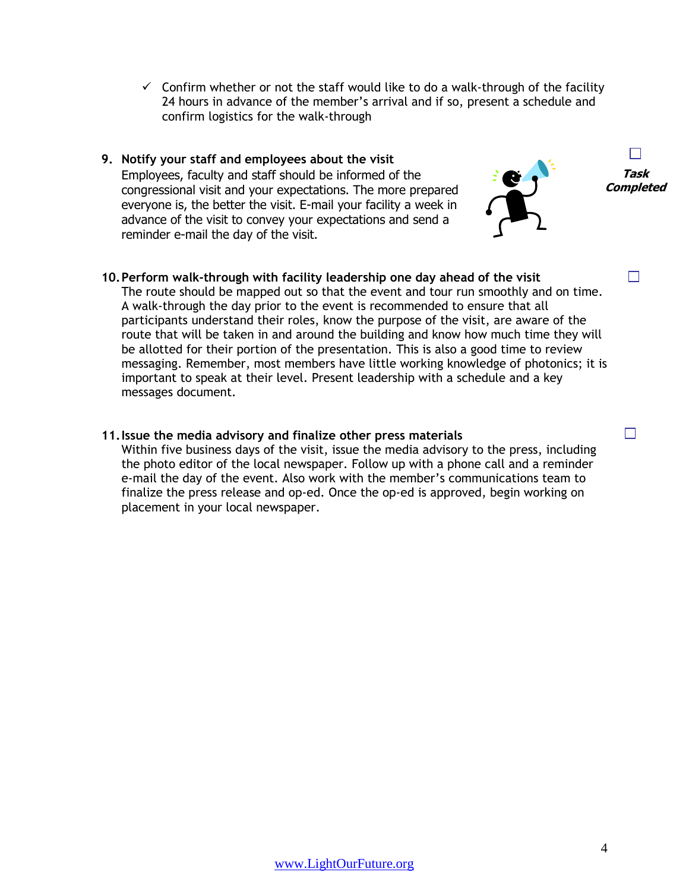- ✓ Confirm whether or not the staff would like to do a walk-through of the facility 24 hours in advance of the member's arrival and if so, present a schedule and confirm logistics for the walk-through

**9. Notify your staff and employees about the visit** ☐ ***Task Completed***

Employees, faculty and staff should be informed of the congressional visit and your expectations. The more prepared everyone is, the better the visit. E-mail your facility a week in advance of the visit to convey your expectations and send a reminder e-mail the day of the visit.

**10. Perform walk-through with facility leadership one day ahead of the visit** ☐

The route should be mapped out so that the event and tour run smoothly and on time. A walk-through the day prior to the event is recommended to ensure that all participants understand their roles, know the purpose of the visit, are aware of the route that will be taken in and around the building and know how much time they will be allotted for their portion of the presentation. This is also a good time to review messaging. Remember, most members have little working knowledge of photonics; it is important to speak at their level. Present leadership with a schedule and a key messages document.

**11. Issue the media advisory and finalize other press materials** ☐

Within five business days of the visit, issue the media advisory to the press, including the photo editor of the local newspaper. Follow up with a phone call and a reminder e-mail the day of the event. Also work with the member's communications team to finalize the press release and op-ed. Once the op-ed is approved, begin working on placement in your local newspaper.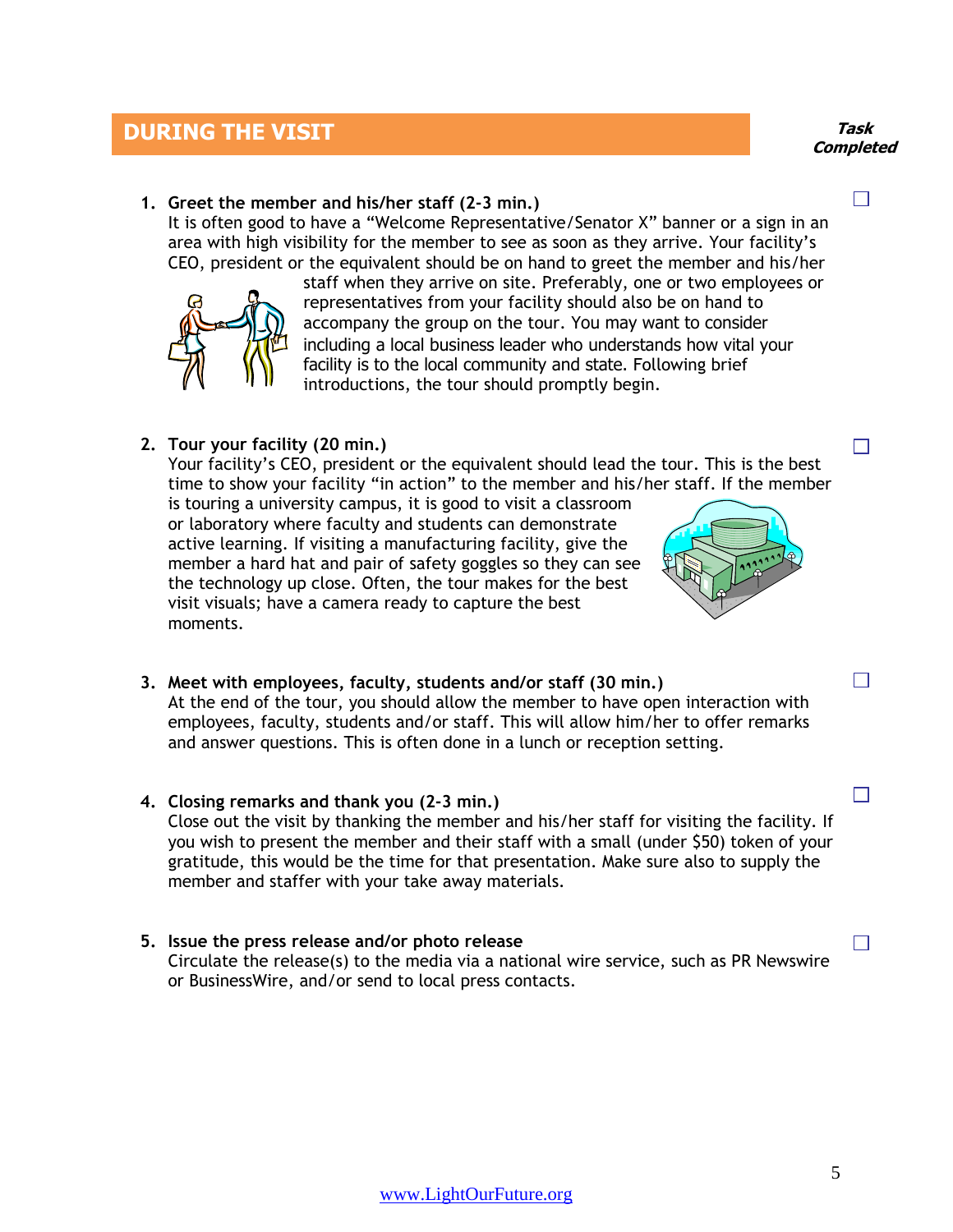## DURING THE VISIT

***Task Completed***

1. **Greet the member and his/her staff (2-3 min.)** ☐
   It is often good to have a "Welcome Representative/Senator X" banner or a sign in an area with high visibility for the member to see as soon as they arrive. Your facility's CEO, president or the equivalent should be on hand to greet the member and his/her staff when they arrive on site. Preferably, one or two employees or representatives from your facility should also be on hand to accompany the group on the tour. You may want to consider including a local business leader who understands how vital your facility is to the local community and state. Following brief introductions, the tour should promptly begin.

2. **Tour your facility (20 min.)** ☐
   Your facility's CEO, president or the equivalent should lead the tour. This is the best time to show your facility "in action" to the member and his/her staff. If the member is touring a university campus, it is good to visit a classroom or laboratory where faculty and students can demonstrate active learning. If visiting a manufacturing facility, give the member a hard hat and pair of safety goggles so they can see the technology up close. Often, the tour makes for the best visit visuals; have a camera ready to capture the best moments.

3. **Meet with employees, faculty, students and/or staff (30 min.)** ☐
   At the end of the tour, you should allow the member to have open interaction with employees, faculty, students and/or staff. This will allow him/her to offer remarks and answer questions. This is often done in a lunch or reception setting.

4. **Closing remarks and thank you (2-3 min.)** ☐
   Close out the visit by thanking the member and his/her staff for visiting the facility. If you wish to present the member and their staff with a small (under $50) token of your gratitude, this would be the time for that presentation. Make sure also to supply the member and staffer with your take away materials.

5. **Issue the press release and/or photo release** ☐
   Circulate the release(s) to the media via a national wire service, such as PR Newswire or BusinessWire, and/or send to local press contacts.

www.LightOurFuture.org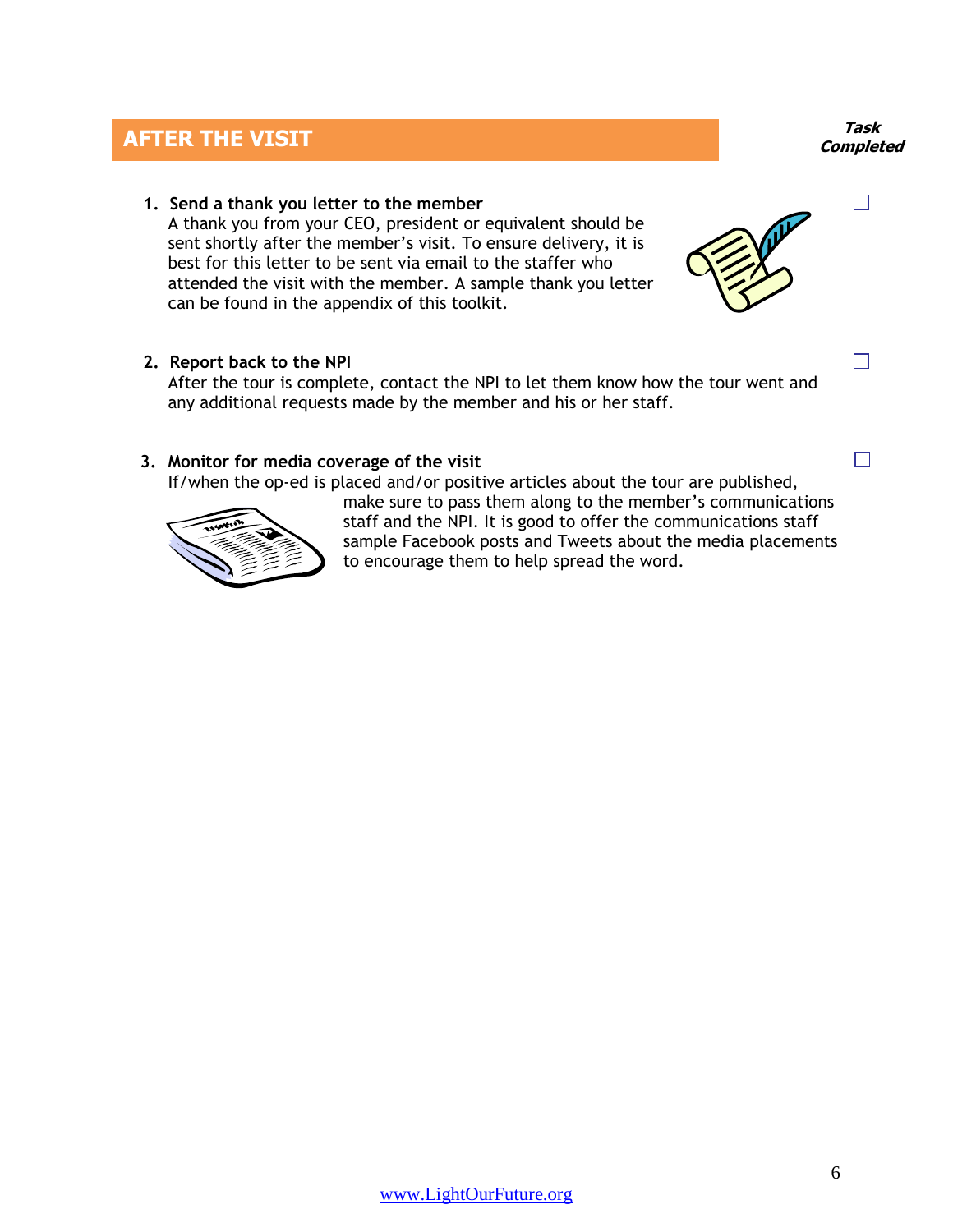## AFTER THE VISIT

***Task Completed***

1. **Send a thank you letter to the member** ☐
   A thank you from your CEO, president or equivalent should be sent shortly after the member's visit. To ensure delivery, it is best for this letter to be sent via email to the staffer who attended the visit with the member. A sample thank you letter can be found in the appendix of this toolkit.

2. **Report back to the NPI** ☐
   After the tour is complete, contact the NPI to let them know how the tour went and any additional requests made by the member and his or her staff.

3. **Monitor for media coverage of the visit** ☐
   If/when the op-ed is placed and/or positive articles about the tour are published, make sure to pass them along to the member's communications staff and the NPI. It is good to offer the communications staff sample Facebook posts and Tweets about the media placements to encourage them to help spread the word.

www.LightOurFuture.org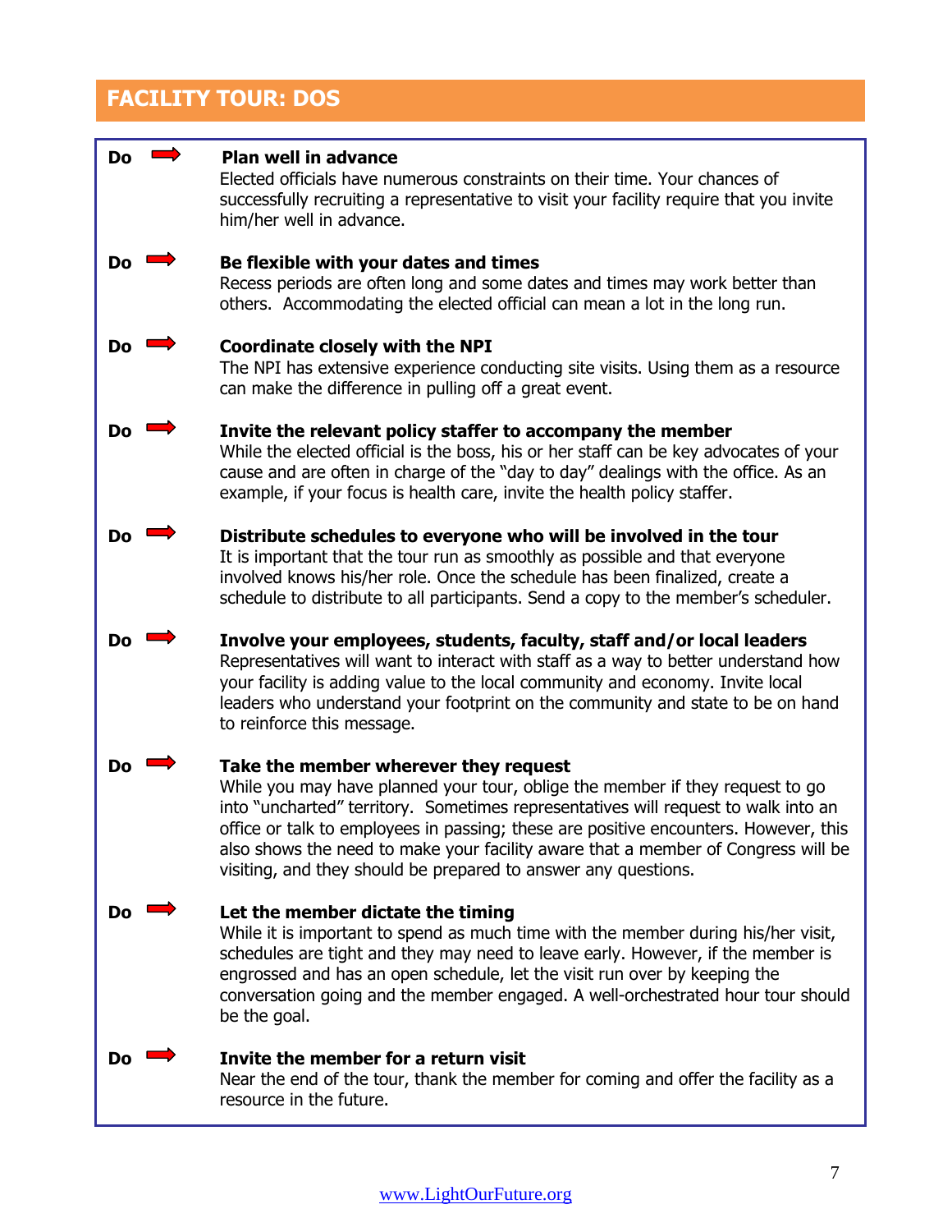## FACILITY TOUR: DOS

**Do** ➡ **Plan well in advance**
Elected officials have numerous constraints on their time. Your chances of successfully recruiting a representative to visit your facility require that you invite him/her well in advance.

**Do** ➡ **Be flexible with your dates and times**
Recess periods are often long and some dates and times may work better than others. Accommodating the elected official can mean a lot in the long run.

**Do** ➡ **Coordinate closely with the NPI**
The NPI has extensive experience conducting site visits. Using them as a resource can make the difference in pulling off a great event.

**Do** ➡ **Invite the relevant policy staffer to accompany the member**
While the elected official is the boss, his or her staff can be key advocates of your cause and are often in charge of the "day to day" dealings with the office. As an example, if your focus is health care, invite the health policy staffer.

**Do** ➡ **Distribute schedules to everyone who will be involved in the tour**
It is important that the tour run as smoothly as possible and that everyone involved knows his/her role. Once the schedule has been finalized, create a schedule to distribute to all participants. Send a copy to the member's scheduler.

**Do** ➡ **Involve your employees, students, faculty, staff and/or local leaders**
Representatives will want to interact with staff as a way to better understand how your facility is adding value to the local community and economy. Invite local leaders who understand your footprint on the community and state to be on hand to reinforce this message.

**Do** ➡ **Take the member wherever they request**
While you may have planned your tour, oblige the member if they request to go into "uncharted" territory. Sometimes representatives will request to walk into an office or talk to employees in passing; these are positive encounters. However, this also shows the need to make your facility aware that a member of Congress will be visiting, and they should be prepared to answer any questions.

**Do** ➡ **Let the member dictate the timing**
While it is important to spend as much time with the member during his/her visit, schedules are tight and they may need to leave early. However, if the member is engrossed and has an open schedule, let the visit run over by keeping the conversation going and the member engaged. A well-orchestrated hour tour should be the goal.

**Do** ➡ **Invite the member for a return visit**
Near the end of the tour, thank the member for coming and offer the facility as a resource in the future.

www.LightOurFuture.org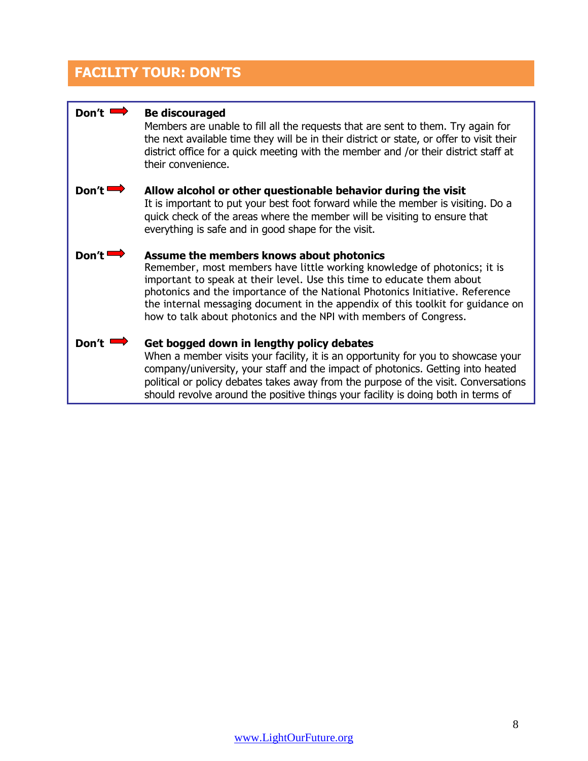## FACILITY TOUR: DON'TS

**Don't ➡ Be discouraged**
Members are unable to fill all the requests that are sent to them. Try again for the next available time they will be in their district or state, or offer to visit their district office for a quick meeting with the member and /or their district staff at their convenience.

**Don't ➡ Allow alcohol or other questionable behavior during the visit**
It is important to put your best foot forward while the member is visiting. Do a quick check of the areas where the member will be visiting to ensure that everything is safe and in good shape for the visit.

**Don't ➡ Assume the members knows about photonics**
Remember, most members have little working knowledge of photonics; it is important to speak at their level. Use this time to educate them about photonics and the importance of the National Photonics Initiative. Reference the internal messaging document in the appendix of this toolkit for guidance on how to talk about photonics and the NPI with members of Congress.

**Don't ➡ Get bogged down in lengthy policy debates**
When a member visits your facility, it is an opportunity for you to showcase your company/university, your staff and the impact of photonics. Getting into heated political or policy debates takes away from the purpose of the visit. Conversations should revolve around the positive things your facility is doing both in terms of

www.LightOurFuture.org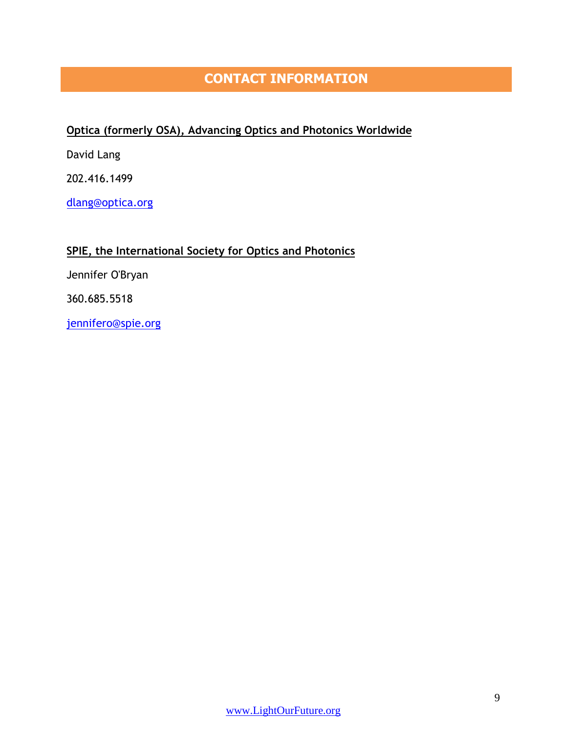# CONTACT INFORMATION

**Optica (formerly OSA), Advancing Optics and Photonics Worldwide**

David Lang

202.416.1499

dlang@optica.org

**SPIE, the International Society for Optics and Photonics**

Jennifer O'Bryan

360.685.5518

jennifero@spie.org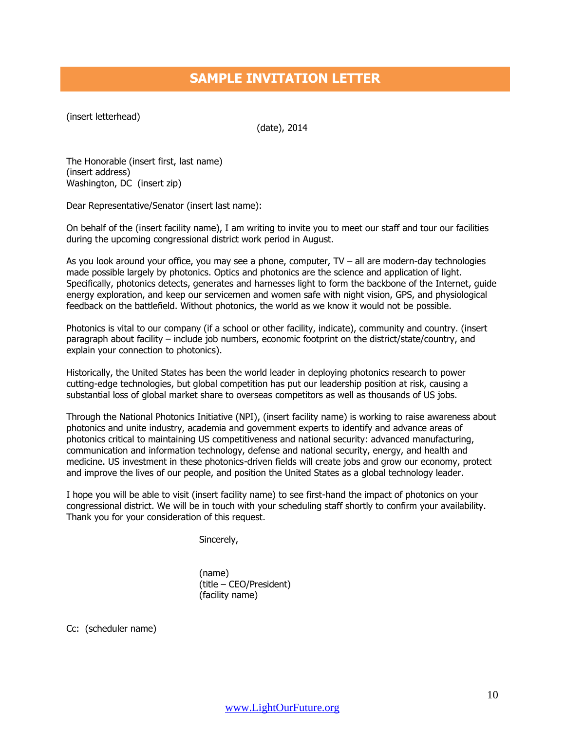# SAMPLE INVITATION LETTER

(insert letterhead)

(date), 2014

The Honorable (insert first, last name)
(insert address)
Washington, DC (insert zip)

Dear Representative/Senator (insert last name):

On behalf of the (insert facility name), I am writing to invite you to meet our staff and tour our facilities during the upcoming congressional district work period in August.

As you look around your office, you may see a phone, computer, TV – all are modern-day technologies made possible largely by photonics. Optics and photonics are the science and application of light. Specifically, photonics detects, generates and harnesses light to form the backbone of the Internet, guide energy exploration, and keep our servicemen and women safe with night vision, GPS, and physiological feedback on the battlefield. Without photonics, the world as we know it would not be possible.

Photonics is vital to our company (if a school or other facility, indicate), community and country. (insert paragraph about facility – include job numbers, economic footprint on the district/state/country, and explain your connection to photonics).

Historically, the United States has been the world leader in deploying photonics research to power cutting-edge technologies, but global competition has put our leadership position at risk, causing a substantial loss of global market share to overseas competitors as well as thousands of US jobs.

Through the National Photonics Initiative (NPI), (insert facility name) is working to raise awareness about photonics and unite industry, academia and government experts to identify and advance areas of photonics critical to maintaining US competitiveness and national security: advanced manufacturing, communication and information technology, defense and national security, energy, and health and medicine. US investment in these photonics-driven fields will create jobs and grow our economy, protect and improve the lives of our people, and position the United States as a global technology leader.

I hope you will be able to visit (insert facility name) to see first-hand the impact of photonics on your congressional district. We will be in touch with your scheduling staff shortly to confirm your availability. Thank you for your consideration of this request.

Sincerely,

(name)
(title – CEO/President)
(facility name)

Cc: (scheduler name)

www.LightOurFuture.org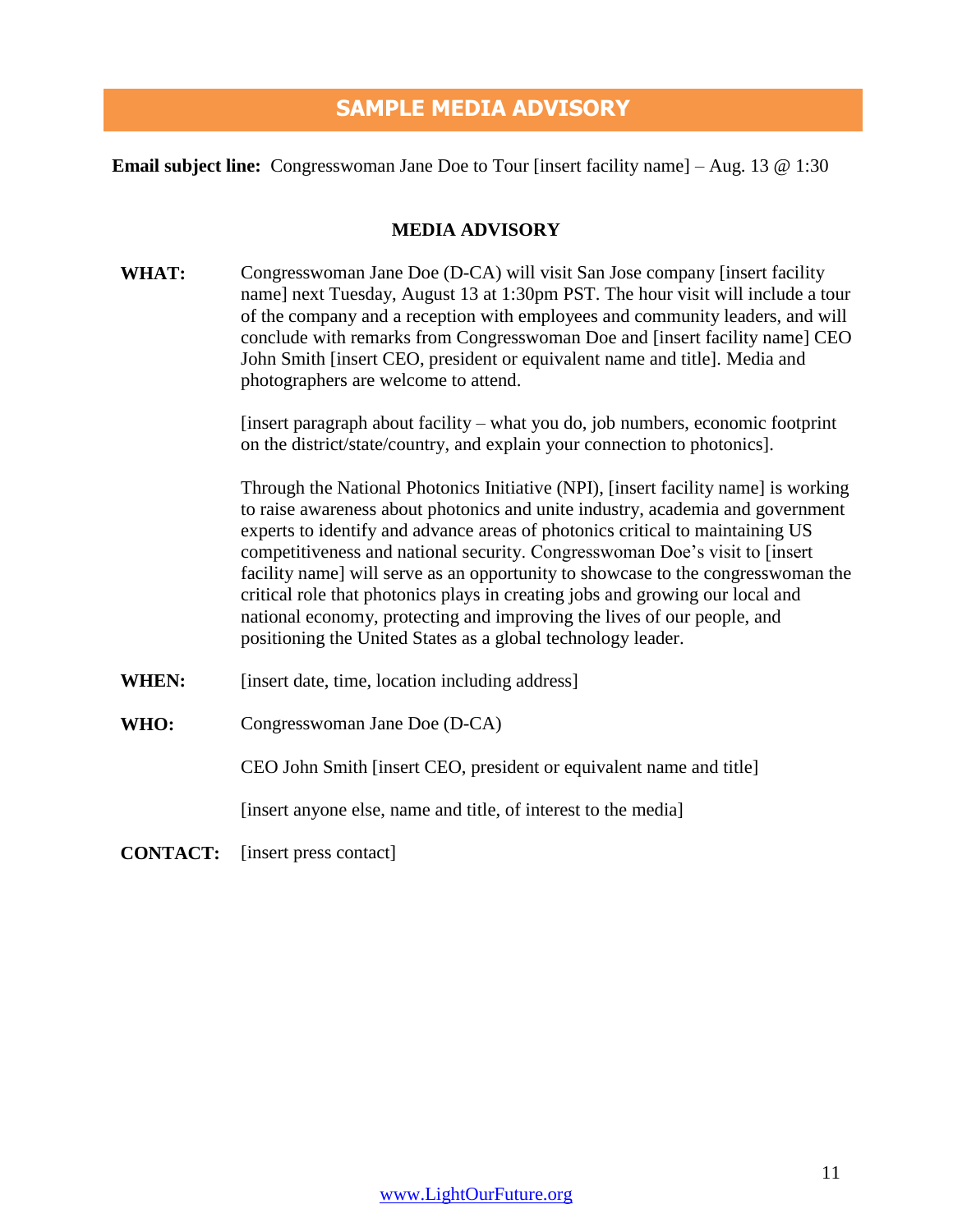# SAMPLE MEDIA ADVISORY

**Email subject line:** Congresswoman Jane Doe to Tour [insert facility name] – Aug. 13 @ 1:30

**MEDIA ADVISORY**

**WHAT:** Congresswoman Jane Doe (D-CA) will visit San Jose company [insert facility name] next Tuesday, August 13 at 1:30pm PST. The hour visit will include a tour of the company and a reception with employees and community leaders, and will conclude with remarks from Congresswoman Doe and [insert facility name] CEO John Smith [insert CEO, president or equivalent name and title]. Media and photographers are welcome to attend.

[insert paragraph about facility – what you do, job numbers, economic footprint on the district/state/country, and explain your connection to photonics].

Through the National Photonics Initiative (NPI), [insert facility name] is working to raise awareness about photonics and unite industry, academia and government experts to identify and advance areas of photonics critical to maintaining US competitiveness and national security. Congresswoman Doe's visit to [insert facility name] will serve as an opportunity to showcase to the congresswoman the critical role that photonics plays in creating jobs and growing our local and national economy, protecting and improving the lives of our people, and positioning the United States as a global technology leader.

**WHEN:** [insert date, time, location including address]

**WHO:** Congresswoman Jane Doe (D-CA)

CEO John Smith [insert CEO, president or equivalent name and title]

[insert anyone else, name and title, of interest to the media]

**CONTACT:** [insert press contact]

www.LightOurFuture.org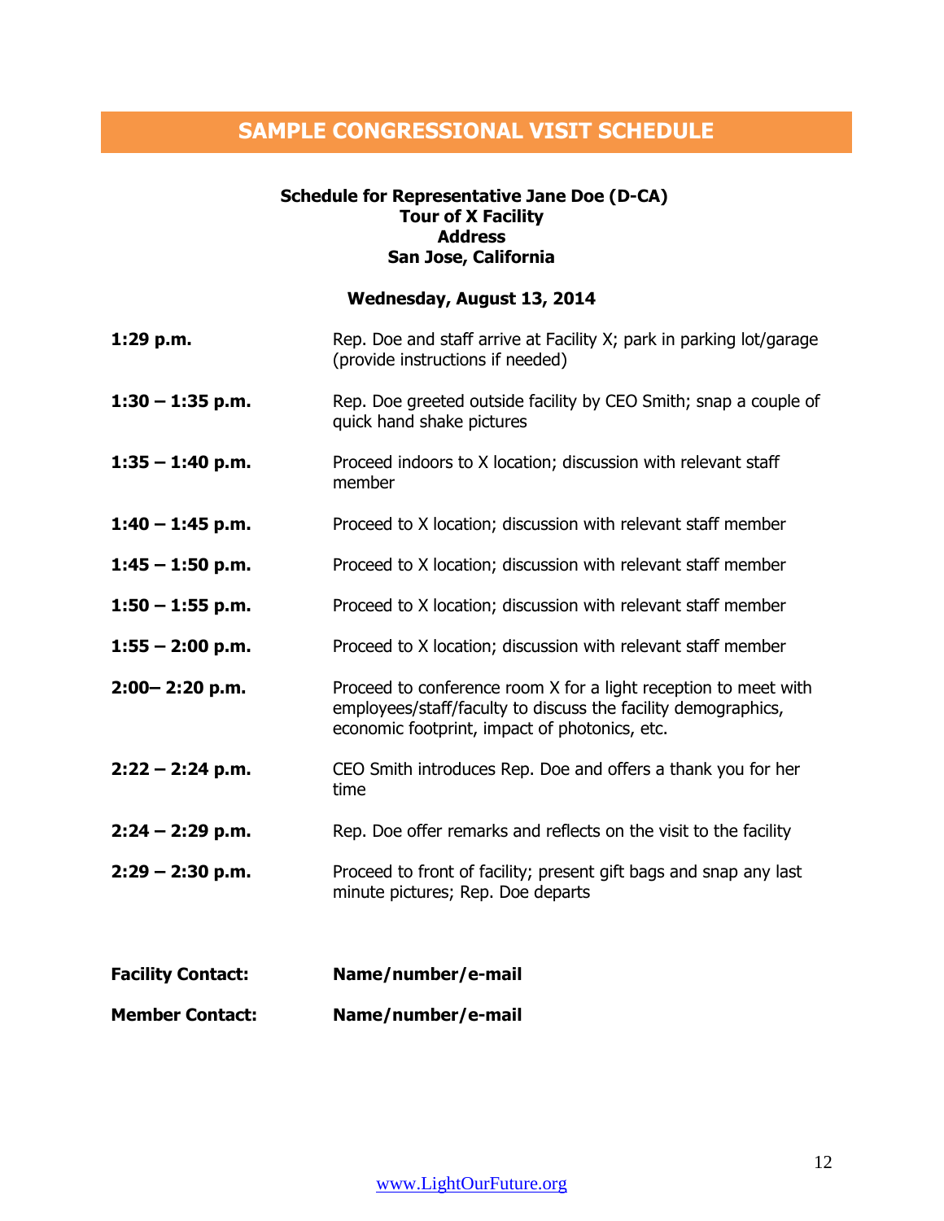# SAMPLE CONGRESSIONAL VISIT SCHEDULE

**Schedule for Representative Jane Doe (D-CA)**
**Tour of X Facility**
**Address**
**San Jose, California**

**Wednesday, August 13, 2014**

| | |
|---|---|
| **1:29 p.m.** | Rep. Doe and staff arrive at Facility X; park in parking lot/garage (provide instructions if needed) |
| **1:30 – 1:35 p.m.** | Rep. Doe greeted outside facility by CEO Smith; snap a couple of quick hand shake pictures |
| **1:35 – 1:40 p.m.** | Proceed indoors to X location; discussion with relevant staff member |
| **1:40 – 1:45 p.m.** | Proceed to X location; discussion with relevant staff member |
| **1:45 – 1:50 p.m.** | Proceed to X location; discussion with relevant staff member |
| **1:50 – 1:55 p.m.** | Proceed to X location; discussion with relevant staff member |
| **1:55 – 2:00 p.m.** | Proceed to X location; discussion with relevant staff member |
| **2:00– 2:20 p.m.** | Proceed to conference room X for a light reception to meet with employees/staff/faculty to discuss the facility demographics, economic footprint, impact of photonics, etc. |
| **2:22 – 2:24 p.m.** | CEO Smith introduces Rep. Doe and offers a thank you for her time |
| **2:24 – 2:29 p.m.** | Rep. Doe offer remarks and reflects on the visit to the facility |
| **2:29 – 2:30 p.m.** | Proceed to front of facility; present gift bags and snap any last minute pictures; Rep. Doe departs |

**Facility Contact:** **Name/number/e-mail**

**Member Contact:** **Name/number/e-mail**

www.LightOurFuture.org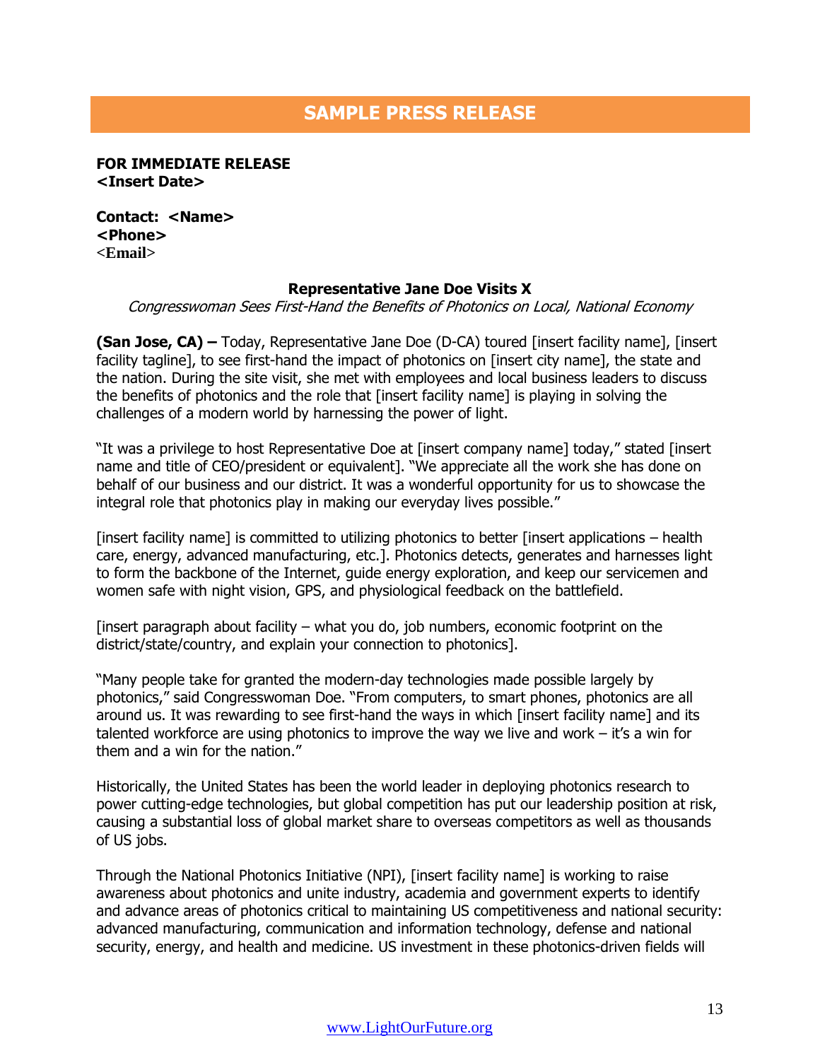## SAMPLE PRESS RELEASE

**FOR IMMEDIATE RELEASE**
**<Insert Date>**

**Contact: <Name>**
**<Phone>**
**<Email>**

**Representative Jane Doe Visits X**
*Congresswoman Sees First-Hand the Benefits of Photonics on Local, National Economy*

**(San Jose, CA) –** Today, Representative Jane Doe (D-CA) toured [insert facility name], [insert facility tagline], to see first-hand the impact of photonics on [insert city name], the state and the nation. During the site visit, she met with employees and local business leaders to discuss the benefits of photonics and the role that [insert facility name] is playing in solving the challenges of a modern world by harnessing the power of light.

"It was a privilege to host Representative Doe at [insert company name] today," stated [insert name and title of CEO/president or equivalent]. "We appreciate all the work she has done on behalf of our business and our district. It was a wonderful opportunity for us to showcase the integral role that photonics play in making our everyday lives possible."

[insert facility name] is committed to utilizing photonics to better [insert applications – health care, energy, advanced manufacturing, etc.]. Photonics detects, generates and harnesses light to form the backbone of the Internet, guide energy exploration, and keep our servicemen and women safe with night vision, GPS, and physiological feedback on the battlefield.

[insert paragraph about facility – what you do, job numbers, economic footprint on the district/state/country, and explain your connection to photonics].

"Many people take for granted the modern-day technologies made possible largely by photonics," said Congresswoman Doe. "From computers, to smart phones, photonics are all around us. It was rewarding to see first-hand the ways in which [insert facility name] and its talented workforce are using photonics to improve the way we live and work – it's a win for them and a win for the nation."

Historically, the United States has been the world leader in deploying photonics research to power cutting-edge technologies, but global competition has put our leadership position at risk, causing a substantial loss of global market share to overseas competitors as well as thousands of US jobs.

Through the National Photonics Initiative (NPI), [insert facility name] is working to raise awareness about photonics and unite industry, academia and government experts to identify and advance areas of photonics critical to maintaining US competitiveness and national security: advanced manufacturing, communication and information technology, defense and national security, energy, and health and medicine. US investment in these photonics-driven fields will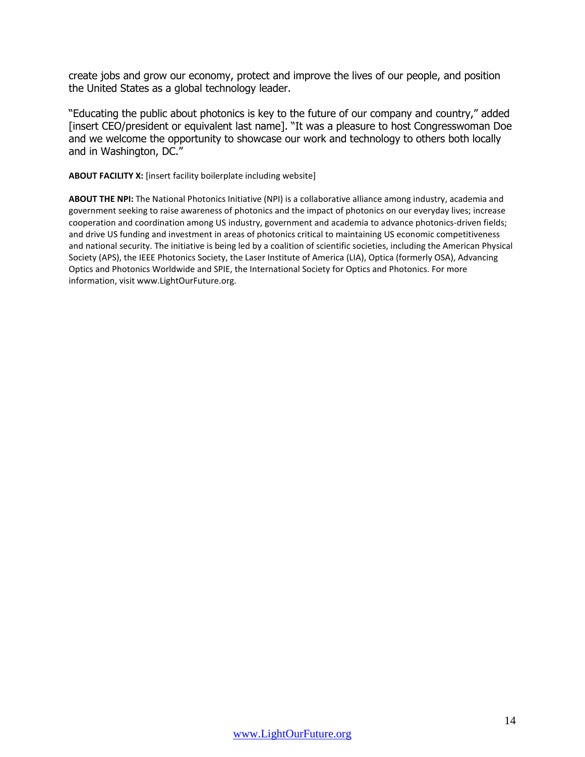create jobs and grow our economy, protect and improve the lives of our people, and position the United States as a global technology leader.

"Educating the public about photonics is key to the future of our company and country," added [insert CEO/president or equivalent last name]. "It was a pleasure to host Congresswoman Doe and we welcome the opportunity to showcase our work and technology to others both locally and in Washington, DC."

**ABOUT FACILITY X:** [insert facility boilerplate including website]

**ABOUT THE NPI:** The National Photonics Initiative (NPI) is a collaborative alliance among industry, academia and government seeking to raise awareness of photonics and the impact of photonics on our everyday lives; increase cooperation and coordination among US industry, government and academia to advance photonics-driven fields; and drive US funding and investment in areas of photonics critical to maintaining US economic competitiveness and national security. The initiative is being led by a coalition of scientific societies, including the American Physical Society (APS), the IEEE Photonics Society, the Laser Institute of America (LIA), Optica (formerly OSA), Advancing Optics and Photonics Worldwide and SPIE, the International Society for Optics and Photonics. For more information, visit www.LightOurFuture.org.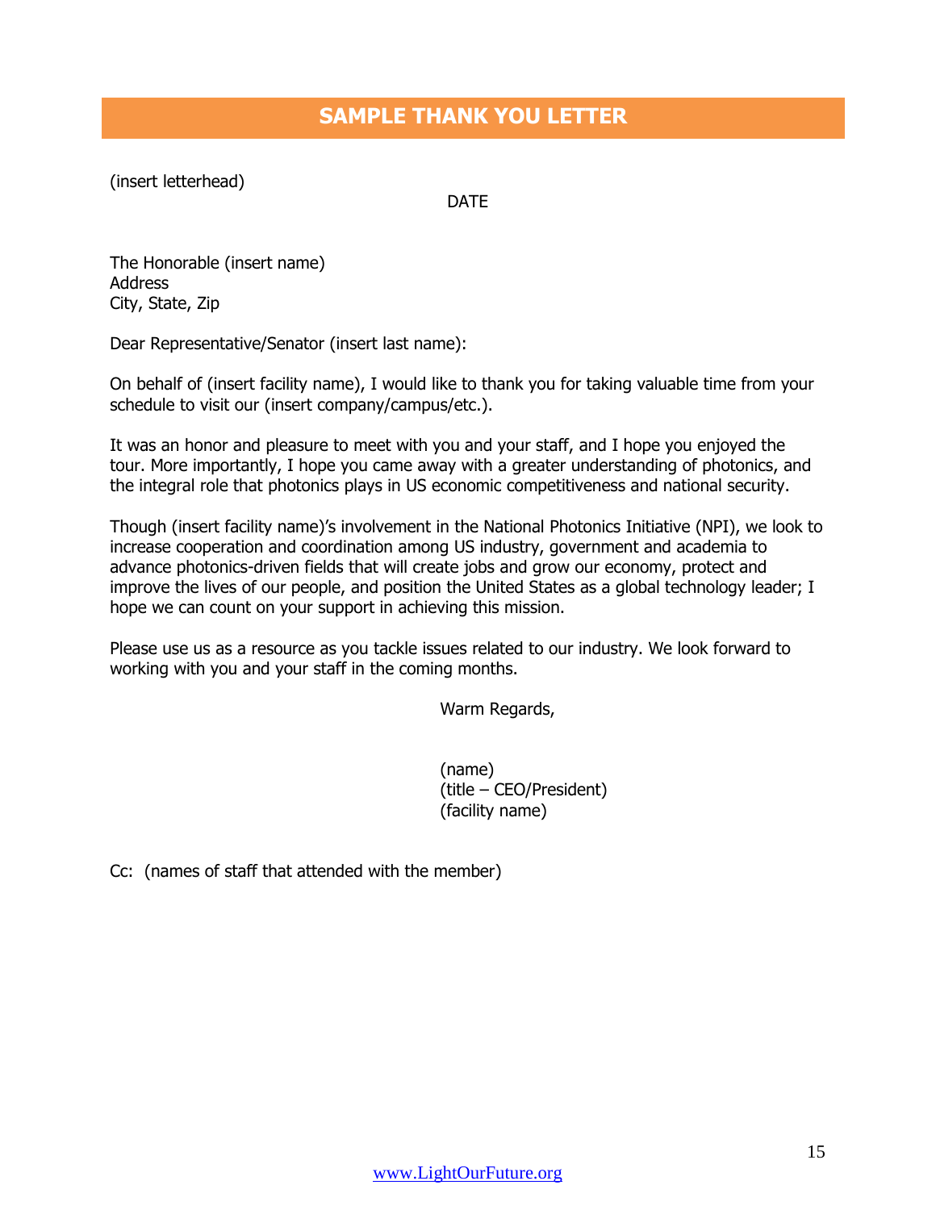# SAMPLE THANK YOU LETTER

(insert letterhead)

DATE

The Honorable (insert name)
Address
City, State, Zip

Dear Representative/Senator (insert last name):

On behalf of (insert facility name), I would like to thank you for taking valuable time from your schedule to visit our (insert company/campus/etc.).

It was an honor and pleasure to meet with you and your staff, and I hope you enjoyed the tour. More importantly, I hope you came away with a greater understanding of photonics, and the integral role that photonics plays in US economic competitiveness and national security.

Though (insert facility name)'s involvement in the National Photonics Initiative (NPI), we look to increase cooperation and coordination among US industry, government and academia to advance photonics-driven fields that will create jobs and grow our economy, protect and improve the lives of our people, and position the United States as a global technology leader; I hope we can count on your support in achieving this mission.

Please use us as a resource as you tackle issues related to our industry. We look forward to working with you and your staff in the coming months.

Warm Regards,

(name)
(title – CEO/President)
(facility name)

Cc: (names of staff that attended with the member)

www.LightOurFuture.org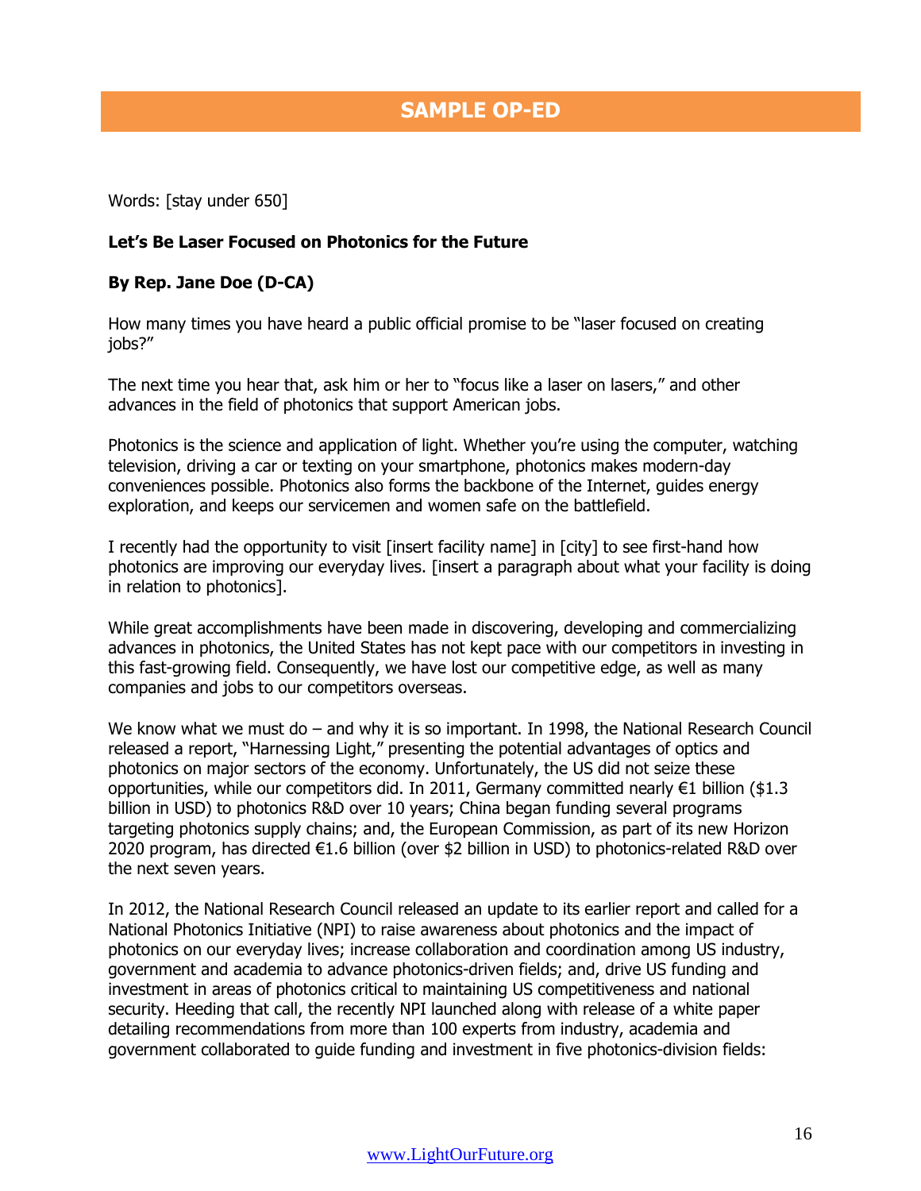## SAMPLE OP-ED

Words: [stay under 650]

**Let's Be Laser Focused on Photonics for the Future**

**By Rep. Jane Doe (D-CA)**

How many times you have heard a public official promise to be "laser focused on creating jobs?"

The next time you hear that, ask him or her to "focus like a laser on lasers," and other advances in the field of photonics that support American jobs.

Photonics is the science and application of light. Whether you're using the computer, watching television, driving a car or texting on your smartphone, photonics makes modern-day conveniences possible. Photonics also forms the backbone of the Internet, guides energy exploration, and keeps our servicemen and women safe on the battlefield.

I recently had the opportunity to visit [insert facility name] in [city] to see first-hand how photonics are improving our everyday lives. [insert a paragraph about what your facility is doing in relation to photonics].

While great accomplishments have been made in discovering, developing and commercializing advances in photonics, the United States has not kept pace with our competitors in investing in this fast-growing field. Consequently, we have lost our competitive edge, as well as many companies and jobs to our competitors overseas.

We know what we must do – and why it is so important. In 1998, the National Research Council released a report, "Harnessing Light," presenting the potential advantages of optics and photonics on major sectors of the economy. Unfortunately, the US did not seize these opportunities, while our competitors did. In 2011, Germany committed nearly €1 billion ($1.3 billion in USD) to photonics R&D over 10 years; China began funding several programs targeting photonics supply chains; and, the European Commission, as part of its new Horizon 2020 program, has directed €1.6 billion (over $2 billion in USD) to photonics-related R&D over the next seven years.

In 2012, the National Research Council released an update to its earlier report and called for a National Photonics Initiative (NPI) to raise awareness about photonics and the impact of photonics on our everyday lives; increase collaboration and coordination among US industry, government and academia to advance photonics-driven fields; and, drive US funding and investment in areas of photonics critical to maintaining US competitiveness and national security. Heeding that call, the recently NPI launched along with release of a white paper detailing recommendations from more than 100 experts from industry, academia and government collaborated to guide funding and investment in five photonics-division fields: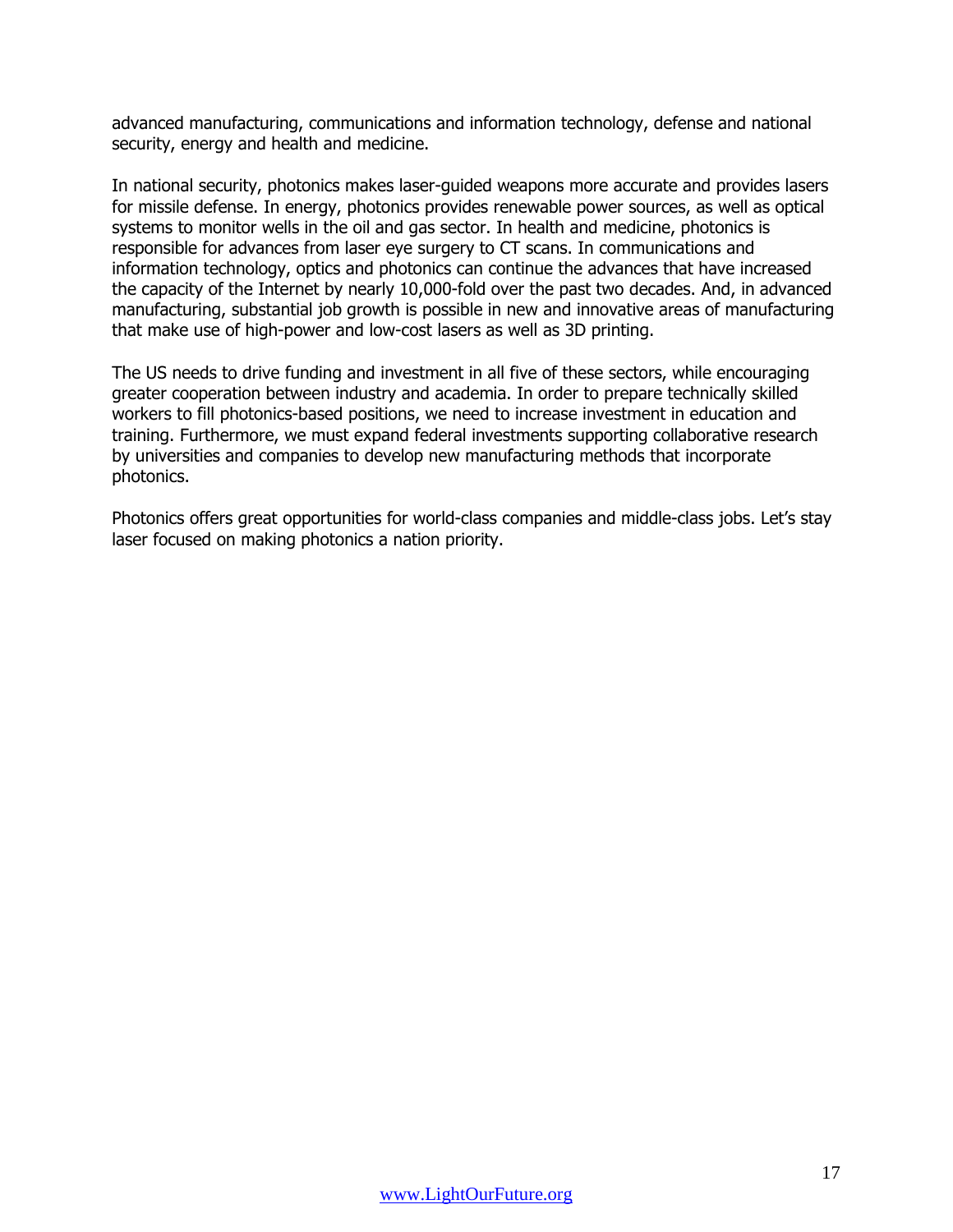advanced manufacturing, communications and information technology, defense and national security, energy and health and medicine.

In national security, photonics makes laser-guided weapons more accurate and provides lasers for missile defense. In energy, photonics provides renewable power sources, as well as optical systems to monitor wells in the oil and gas sector. In health and medicine, photonics is responsible for advances from laser eye surgery to CT scans. In communications and information technology, optics and photonics can continue the advances that have increased the capacity of the Internet by nearly 10,000-fold over the past two decades. And, in advanced manufacturing, substantial job growth is possible in new and innovative areas of manufacturing that make use of high-power and low-cost lasers as well as 3D printing.

The US needs to drive funding and investment in all five of these sectors, while encouraging greater cooperation between industry and academia. In order to prepare technically skilled workers to fill photonics-based positions, we need to increase investment in education and training. Furthermore, we must expand federal investments supporting collaborative research by universities and companies to develop new manufacturing methods that incorporate photonics.

Photonics offers great opportunities for world-class companies and middle-class jobs. Let's stay laser focused on making photonics a nation priority.